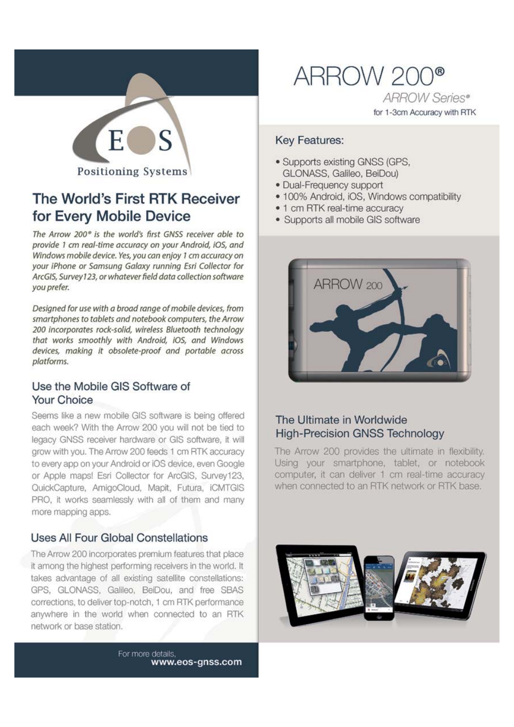# ARROW 200®

*ARROW Series®*

for 1-3cm Accuracy with RTK

EOS Positioning Systems

## The World's First RTK Receiver for Every Mobile Device

*The Arrow 200® is the world's first GNSS receiver able to provide 1 cm real-time accuracy on your Android, iOS, and Windows mobile device. Yes, you can enjoy 1 cm accuracy on your iPhone or Samsung Galaxy running Esri Collector for ArcGIS, Survey123, or whatever field data collection software you prefer.*

*Designed for use with a broad range of mobile devices, from smartphones to tablets and notebook computers, the Arrow 200 incorporates rock-solid, wireless Bluetooth technology that works smoothly with Android, iOS, and Windows devices, making it obsolete-proof and portable across platforms.*

### Use the Mobile GIS Software of Your Choice

Seems like a new mobile GIS software is being offered each week? With the Arrow 200 you will not be tied to legacy GNSS receiver hardware or GIS software, it will grow with you. The Arrow 200 feeds 1 cm RTK accuracy to every app on your Android or iOS device, even Google or Apple maps! Esri Collector for ArcGIS, Survey123, QuickCapture, AmigoCloud, Mapit, Futura, iCMTGIS PRO, it works seamlessly with all of them and many more mapping apps.

### Uses All Four Global Constellations

The Arrow 200 incorporates premium features that place it among the highest performing receivers in the world. It takes advantage of all existing satellite constellations: GPS, GLONASS, Galileo, BeiDou, and free SBAS corrections, to deliver top-notch, 1 cm RTK performance anywhere in the world when connected to an RTK network or base station.

### Key Features:

- Supports existing GNSS (GPS, GLONASS, Galileo, BeiDou)
- Dual-Frequency support
- 100% Android, iOS, Windows compatibility
- 1 cm RTK real-time accuracy
- Supports all mobile GIS software

### The Ultimate in Worldwide High-Precision GNSS Technology

The Arrow 200 provides the ultimate in flexibility. Using your smartphone, tablet, or notebook computer, it can deliver 1 cm real-time accuracy when connected to an RTK network or RTK base.

For more details,
**www.eos-gnss.com**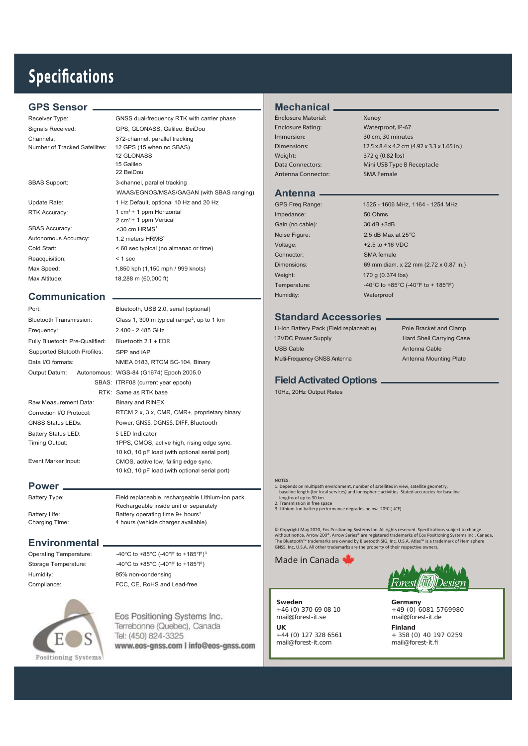# Specifications

## GPS Sensor

| | |
|---|---|
| Receiver Type: | GNSS dual-frequency RTK with carrier phase |
| Signals Received: | GPS, GLONASS, Galileo, BeiDou |
| Channels: | 372-channel, parallel tracking |
| Number of Tracked Satellites: | 12 GPS (15 when no SBAS)<br>12 GLONASS<br>15 Galileo<br>22 BeiDou |
| SBAS Support: | 3-channel, parallel tracking<br>WAAS/EGNOS/MSAS/GAGAN (with SBAS ranging) |
| Update Rate: | 1 Hz Default, optional 10 Hz and 20 Hz |
| RTK Accuracy: | 1 cm[1] + 1 ppm Horizontal<br>2 cm[1] + 1 ppm Vertical |
| SBAS Accuracy: | <30 cm HRMS[1] |
| Autonomous Accuracy: | 1.2 meters HRMS[1] |
| Cold Start: | < 60 sec typical (no almanac or time) |
| Reacquisition: | < 1 sec |
| Max Speed: | 1,850 kph (1,150 mph / 999 knots) |
| Max Altitude: | 18,288 m (60,000 ft) |

## Communication

| | |
|---|---|
| Port: | Bluetooth, USB 2.0, serial (optional) |
| Bluetooth Transmission: | Class 1, 300 m typical range[2], up to 1 km |
| Frequency: | 2.400 - 2.485 GHz |
| Fully Bluetooth Pre-Qualified: | Bluetooth 2.1 + EDR |
| Supported Bletooth Profiles: | SPP and iAP |
| Data I/O formats: | NMEA 0183, RTCM SC-104, Binary |
| Output Datum: Autonomous: | WGS-84 (G1674) Epoch 2005.0 |
| SBAS: | ITRF08 (current year epoch) |
| RTK: | Same as RTK base |
| Raw Measurement Data: | Binary and RINEX |
| Correction I/O Protocol: | RTCM 2.x, 3.x, CMR, CMR+, proprietary binary |
| GNSS Status LEDs: | Power, GNSS, DGNSS, DIFF, Bluetooth |
| Battery Status LED: | 5 LED Indicator |
| Timing Output: | 1PPS, CMOS, active high, rising edge sync.<br>10 kΩ, 10 pF load (with optional serial port) |
| Event Marker Input: | CMOS, active low, falling edge sync.<br>10 kΩ, 10 pF load (with optional serial port) |

## Power

| | |
|---|---|
| Battery Type: | Field replaceable, rechargeable Lithium-Ion pack.<br>Rechargeable inside unit or separately |
| Battery Life: | Battery operating time 9+ hours[3] |
| Charging Time: | 4 hours (vehicle charger available) |

## Environmental

| | |
|---|---|
| Operating Temperature: | -40°C to +85°C (-40°F to +185°F)[3] |
| Storage Temperature: | -40°C to +85°C (-40°F to +185°F) |
| Humidity: | 95% non-condensing |
| Compliance: | FCC, CE, RoHS and Lead-free |

Eos Positioning Systems Inc.
Terrebonne (Quebec), Canada
Tel: (450) 824-3325
**www.eos-gnss.com | info@eos-gnss.com**

## Mechanical

| | |
|---|---|
| Enclosure Material: | Xenoy |
| Enclosure Rating: | Waterproof, IP-67 |
| Immersion: | 30 cm, 30 minutes |
| Dimensions: | 12.5 x 8.4 x 4.2 cm (4.92 x 3.3 x 1.65 in.) |
| Weight: | 372 g (0.82 lbs) |
| Data Connectors: | Mini USB Type B Receptacle |
| Antenna Connector: | SMA Female |

## Antenna

| | |
|---|---|
| GPS Freq Range: | 1525 - 1606 MHz, 1164 - 1254 MHz |
| Impedance: | 50 Ohms |
| Gain (no cable): | 30 dB ±2dB |
| Noise Figure: | 2.5 dB Max at 25°C |
| Voltage: | +2.5 to +16 VDC |
| Connector: | SMA female |
| Dimensions: | 69 mm diam. x 22 mm (2.72 x 0.87 in.) |
| Weight: | 170 g (0.374 lbs) |
| Temperature: | -40°C to +85°C (-40°F to + 185°F) |
| Humidity: | Waterproof |

## Standard Accessories

| | |
|---|---|
| Li-Ion Battery Pack (Field replaceable) | Pole Bracket and Clamp |
| 12VDC Power Supply | Hard Shell Carrying Case |
| USB Cable | Antenna Cable |
| Multi-Frequency GNSS Antenna | Antenna Mounting Plate |

## Field Activated Options

10Hz, 20Hz Output Rates

NOTES :
1. Depends on multipath environment, number of satellites in view, satellite geometry, baseline length (for local services) and ionospheric activities. Stated accuracies for baseline lengths of up to 30 km
2. Transmission in free space
3. Lithium-Ion battery performance degrades below -20°C (-4°F)

© Copyright May 2020, Eos Positioning Systems Inc. All rights reserved. Specifications subject to change without notice. Arrow 200®, Arrow Series® are registered trademarks of Eos Positioning Systems Inc., Canada. The Bluetooth™ trademarks are owned by Bluetooth SIG, Inc, U.S.A. Atlas™ is a trademark of Hemisphere GNSS, Inc, U.S.A. All other trademarks are the property of their respective owners.

Made in Canada

Forest it Design

**Sweden**
+46 (0) 370 69 08 10
mail@forest-it.se

**Germany**
+49 (0) 6081 5769980
mail@forest-it.de

**UK**
+44 (0) 127 328 6561
mail@forest-it.com

**Finland**
+ 358 (0) 40 197 0259
mail@forest-it.fi